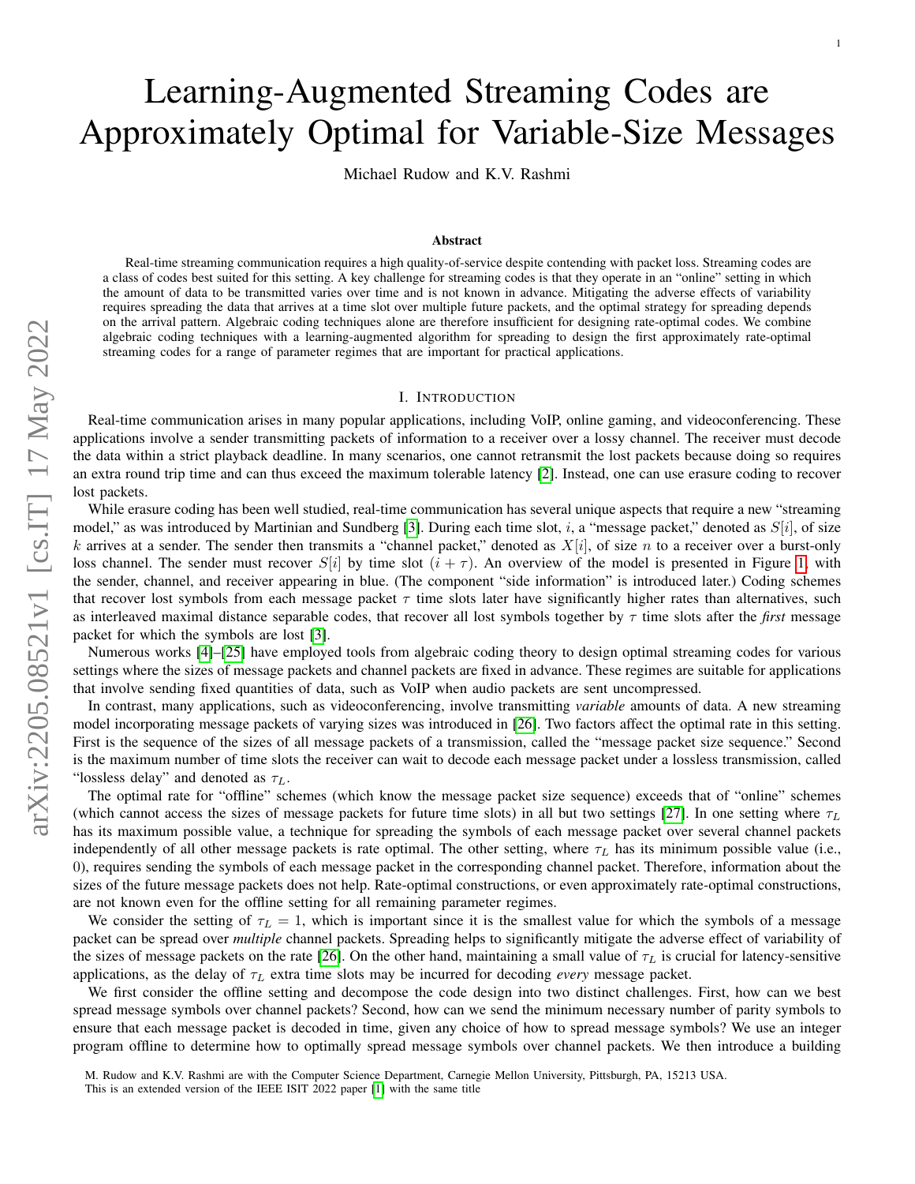# Learning-Augmented Streaming Codes are Approximately Optimal for Variable-Size Messages

Michael Rudow and K.V. Rashmi

## Abstract

Real-time streaming communication requires a high quality-of-service despite contending with packet loss. Streaming codes are a class of codes best suited for this setting. A key challenge for streaming codes is that they operate in an "online" setting in which the amount of data to be transmitted varies over time and is not known in advance. Mitigating the adverse effects of variability requires spreading the data that arrives at a time slot over multiple future packets, and the optimal strategy for spreading depends on the arrival pattern. Algebraic coding techniques alone are therefore insufficient for designing rate-optimal codes. We combine algebraic coding techniques with a learning-augmented algorithm for spreading to design the first approximately rate-optimal streaming codes for a range of parameter regimes that are important for practical applications.

## I. Introduction

Real-time communication arises in many popular applications, including VoIP, online gaming, and videoconferencing. These applications involve a sender transmitting packets of information to a receiver over a lossy channel. The receiver must decode the data within a strict playback deadline. In many scenarios, one cannot retransmit the lost packets because doing so requires an extra round trip time and can thus exceed the maximum tolerable latency [2]. Instead, one can use erasure coding to recover lost packets.

While erasure coding has been well studied, real-time communication has several unique aspects that require a new "streaming model," as was introduced by Martinian and Sundberg [3]. During each time slot, $i$, a "message packet," denoted as $S[i]$, of size $k$ arrives at a sender. The sender then transmits a "channel packet," denoted as $X[i]$, of size $n$ to a receiver over a burst-only loss channel. The sender must recover $S[i]$ by time slot $(i + \tau)$. An overview of the model is presented in Figure 1, with the sender, channel, and receiver appearing in blue. (The component "side information" is introduced later.) Coding schemes that recover lost symbols from each message packet $\tau$ time slots later have significantly higher rates than alternatives, such as interleaved maximal distance separable codes, that recover all lost symbols together by $\tau$ time slots after the *first* message packet for which the symbols are lost [3].

Numerous works [4]–[25] have employed tools from algebraic coding theory to design optimal streaming codes for various settings where the sizes of message packets and channel packets are fixed in advance. These regimes are suitable for applications that involve sending fixed quantities of data, such as VoIP when audio packets are sent uncompressed.

In contrast, many applications, such as videoconferencing, involve transmitting *variable* amounts of data. A new streaming model incorporating message packets of varying sizes was introduced in [26]. Two factors affect the optimal rate in this setting. First is the sequence of the sizes of all message packets of a transmission, called the "message packet size sequence." Second is the maximum number of time slots the receiver can wait to decode each message packet under a lossless transmission, called "lossless delay" and denoted as $\tau_L$.

The optimal rate for "offline" schemes (which know the message packet size sequence) exceeds that of "online" schemes (which cannot access the sizes of message packets for future time slots) in all but two settings [27]. In one setting where $\tau_L$ has its maximum possible value, a technique for spreading the symbols of each message packet over several channel packets independently of all other message packets is rate optimal. The other setting, where $\tau_L$ has its minimum possible value (i.e., 0), requires sending the symbols of each message packet in the corresponding channel packet. Therefore, information about the sizes of the future message packets does not help. Rate-optimal constructions, or even approximately rate-optimal constructions, are not known even for the offline setting for all remaining parameter regimes.

We consider the setting of $\tau_L = 1$, which is important since it is the smallest value for which the symbols of a message packet can be spread over *multiple* channel packets. Spreading helps to significantly mitigate the adverse effect of variability of the sizes of message packets on the rate [26]. On the other hand, maintaining a small value of $\tau_L$ is crucial for latency-sensitive applications, as the delay of $\tau_L$ extra time slots may be incurred for decoding *every* message packet.

We first consider the offline setting and decompose the code design into two distinct challenges. First, how can we best spread message symbols over channel packets? Second, how can we send the minimum necessary number of parity symbols to ensure that each message packet is decoded in time, given any choice of how to spread message symbols? We use an integer program offline to determine how to optimally spread message symbols over channel packets. We then introduce a building

M. Rudow and K.V. Rashmi are with the Computer Science Department, Carnegie Mellon University, Pittsburgh, PA, 15213 USA.
This is an extended version of the IEEE ISIT 2022 paper [1] with the same title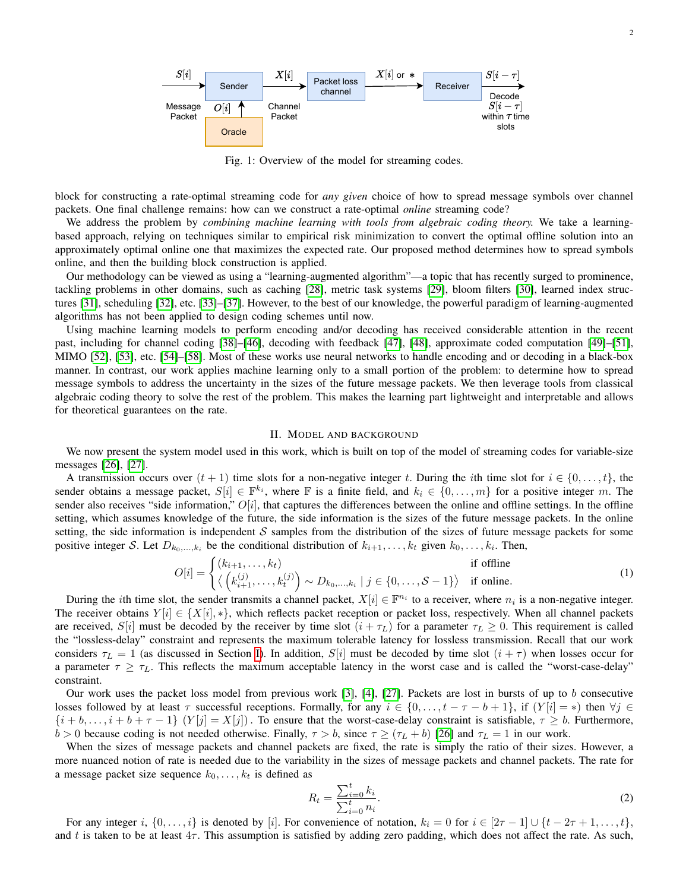Fig. 1: Overview of the model for streaming codes.

block for constructing a rate-optimal streaming code for *any given* choice of how to spread message symbols over channel packets. One final challenge remains: how can we construct a rate-optimal *online* streaming code?

We address the problem by *combining machine learning with tools from algebraic coding theory.* We take a learning-based approach, relying on techniques similar to empirical risk minimization to convert the optimal offline solution into an approximately optimal online one that maximizes the expected rate. Our proposed method determines how to spread symbols online, and then the building block construction is applied.

Our methodology can be viewed as using a "learning-augmented algorithm"—a topic that has recently surged to prominence, tackling problems in other domains, such as caching [28], metric task systems [29], bloom filters [30], learned index structures [31], scheduling [32], etc. [33]–[37]. However, to the best of our knowledge, the powerful paradigm of learning-augmented algorithms has not been applied to design coding schemes until now.

Using machine learning models to perform encoding and/or decoding has received considerable attention in the recent past, including for channel coding [38]–[46], decoding with feedback [47], [48], approximate coded computation [49]–[51], MIMO [52], [53], etc. [54]–[58]. Most of these works use neural networks to handle encoding and or decoding in a black-box manner. In contrast, our work applies machine learning only to a small portion of the problem: to determine how to spread message symbols to address the uncertainty in the sizes of the future message packets. We then leverage tools from classical algebraic coding theory to solve the rest of the problem. This makes the learning part lightweight and interpretable and allows for theoretical guarantees on the rate.

## II. Model and background

We now present the system model used in this work, which is built on top of the model of streaming codes for variable-size messages [26], [27].

A transmission occurs over $(t+1)$ time slots for a non-negative integer $t$. During the $i$th time slot for $i \in \{0,\ldots,t\}$, the sender obtains a message packet, $S[i] \in \mathbb{F}^{k_i}$, where $\mathbb{F}$ is a finite field, and $k_i \in \{0,\ldots,m\}$ for a positive integer $m$. The sender also receives "side information," $O[i]$, that captures the differences between the online and offline settings. In the offline setting, which assumes knowledge of the future, the side information is the sizes of the future message packets. In the online setting, the side information is independent $\mathcal{S}$ samples from the distribution of the sizes of future message packets for some positive integer $\mathcal{S}$. Let $D_{k_0,\ldots,k_i}$ be the conditional distribution of $k_{i+1},\ldots,k_t$ given $k_0,\ldots,k_i$. Then,

$$O[i] = \begin{cases} (k_{i+1},\ldots,k_t) & \text{if offline} \\ \left\langle \left(k_{i+1}^{(j)},\ldots,k_t^{(j)}\right) \sim D_{k_0,\ldots,k_i} \mid j \in \{0,\ldots,\mathcal{S}-1\} \right\rangle & \text{if online.} \end{cases} \tag{1}$$

During the $i$th time slot, the sender transmits a channel packet, $X[i] \in \mathbb{F}^{n_i}$ to a receiver, where $n_i$ is a non-negative integer. The receiver obtains $Y[i] \in \{X[i], *\}$, which reflects packet reception or packet loss, respectively. When all channel packets are received, $S[i]$ must be decoded by the receiver by time slot $(i+\tau_L)$ for a parameter $\tau_L \geq 0$. This requirement is called the "lossless-delay" constraint and represents the maximum tolerable latency for lossless transmission. Recall that our work considers $\tau_L = 1$ (as discussed in Section I). In addition, $S[i]$ must be decoded by time slot $(i+\tau)$ when losses occur for a parameter $\tau \geq \tau_L$. This reflects the maximum acceptable latency in the worst case and is called the "worst-case-delay" constraint.

Our work uses the packet loss model from previous work [3], [4], [27]. Packets are lost in bursts of up to $b$ consecutive losses followed by at least $\tau$ successful receptions. Formally, for any $i \in \{0,\ldots,t-\tau-b+1\}$, if $(Y[i] = *)$ then $\forall j \in \{i+b,\ldots,i+b+\tau-1\}$ $(Y[j] = X[j])$. To ensure that the worst-case-delay constraint is satisfiable, $\tau \geq b$. Furthermore, $b > 0$ because coding is not needed otherwise. Finally, $\tau > b$, since $\tau \geq (\tau_L + b)$ [26] and $\tau_L = 1$ in our work.

When the sizes of message packets and channel packets are fixed, the rate is simply the ratio of their sizes. However, a more nuanced notion of rate is needed due to the variability in the sizes of message packets and channel packets. The rate for a message packet size sequence $k_0,\ldots,k_t$ is defined as

$$R_t = \frac{\sum_{i=0}^{t} k_i}{\sum_{i=0}^{t} n_i}. \tag{2}$$

For any integer $i$, $\{0,\ldots,i\}$ is denoted by $[i]$. For convenience of notation, $k_i = 0$ for $i \in [2\tau-1] \cup \{t-2\tau+1,\ldots,t\}$, and $t$ is taken to be at least $4\tau$. This assumption is satisfied by adding zero padding, which does not affect the rate. As such,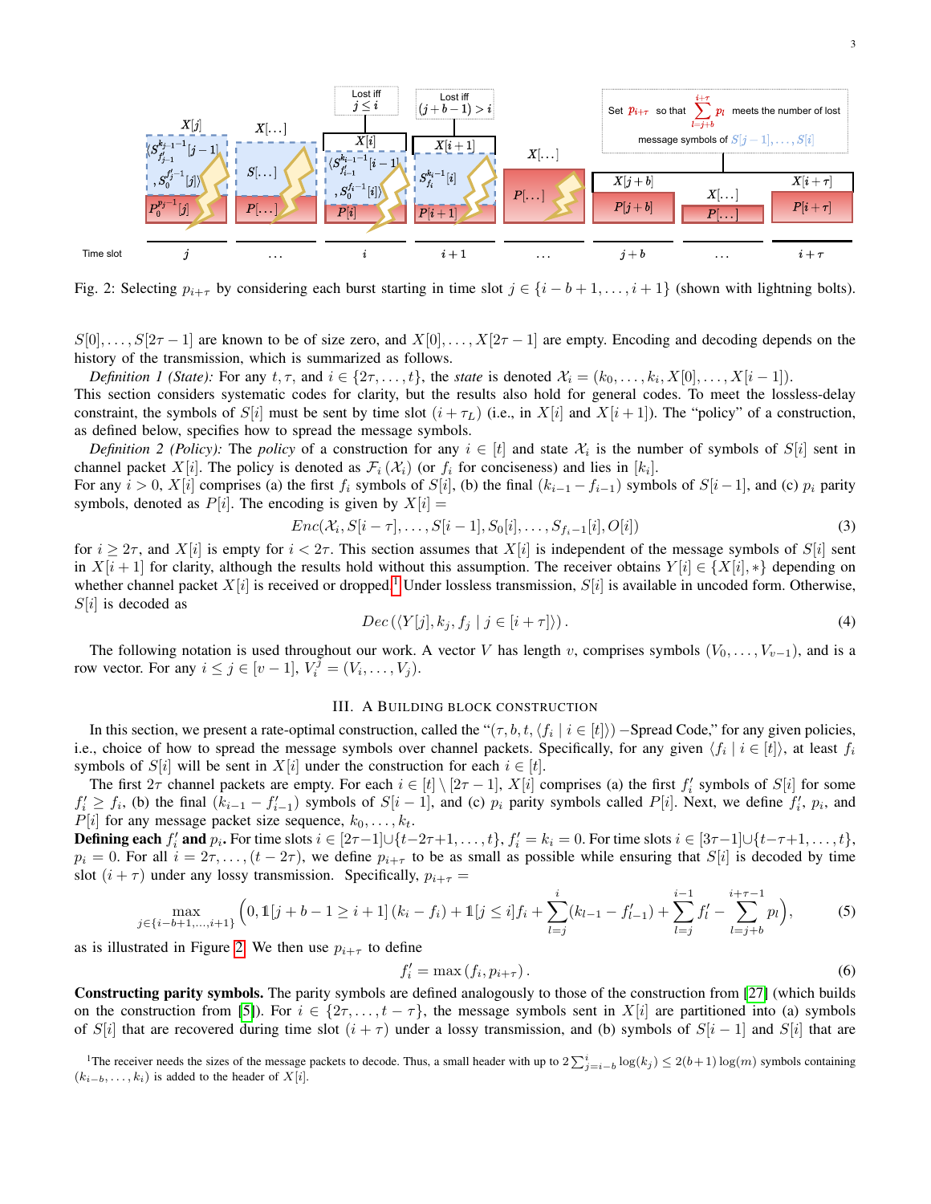Fig. 2: Selecting $p_{i+\tau}$ by considering each burst starting in time slot $j \in \{i-b+1, \ldots, i+1\}$ (shown with lightning bolts).

$S[0], \ldots, S[2\tau-1]$ are known to be of size zero, and $X[0], \ldots, X[2\tau-1]$ are empty. Encoding and decoding depends on the history of the transmission, which is summarized as follows.

*Definition 1 (State):* For any $t, \tau$, and $i \in \{2\tau, \ldots, t\}$, the *state* is denoted $\mathcal{X}_i = (k_0, \ldots, k_i, X[0], \ldots, X[i-1])$.
This section considers systematic codes for clarity, but the results also hold for general codes. To meet the lossless-delay constraint, the symbols of $S[i]$ must be sent by time slot $(i+\tau_L)$ (i.e., in $X[i]$ and $X[i+1]$). The "policy" of a construction, as defined below, specifies how to spread the message symbols.

*Definition 2 (Policy):* The *policy* of a construction for any $i \in [t]$ and state $\mathcal{X}_i$ is the number of symbols of $S[i]$ sent in channel packet $X[i]$. The policy is denoted as $\mathcal{F}_i(\mathcal{X}_i)$ (or $f_i$ for conciseness) and lies in $[k_i]$.
For any $i > 0$, $X[i]$ comprises (a) the first $f_i$ symbols of $S[i]$, (b) the final $(k_{i-1} - f_{i-1})$ symbols of $S[i-1]$, and (c) $p_i$ parity symbols, denoted as $P[i]$. The encoding is given by $X[i] =$

$$Enc(\mathcal{X}_i, S[i-\tau], \ldots, S[i-1], S_0[i], \ldots, S_{f_i-1}[i], O[i]) \tag{3}$$

for $i \geq 2\tau$, and $X[i]$ is empty for $i < 2\tau$. This section assumes that $X[i]$ is independent of the message symbols of $S[i]$ sent in $X[i+1]$ for clarity, although the results hold without this assumption. The receiver obtains $Y[i] \in \{X[i], *\}$ depending on whether channel packet $X[i]$ is received or dropped.[1] Under lossless transmission, $S[i]$ is available in uncoded form. Otherwise, $S[i]$ is decoded as

$$Dec\left(\langle Y[j], k_j, f_j \mid j \in [i+\tau]\rangle\right). \tag{4}$$

The following notation is used throughout our work. A vector $V$ has length $v$, comprises symbols $(V_0, \ldots, V_{v-1})$, and is a row vector. For any $i \leq j \in [v-1]$, $V_i^j = (V_i, \ldots, V_j)$.

## III. A Building Block Construction

In this section, we present a rate-optimal construction, called the "$(\tau, b, t, \langle f_i \mid i \in [t]\rangle)$ −Spread Code," for any given policies, i.e., choice of how to spread the message symbols over channel packets. Specifically, for any given $\langle f_i \mid i \in [t]\rangle$, at least $f_i$ symbols of $S[i]$ will be sent in $X[i]$ under the construction for each $i \in [t]$.

The first $2\tau$ channel packets are empty. For each $i \in [t] \setminus [2\tau-1]$, $X[i]$ comprises (a) the first $f'_i$ symbols of $S[i]$ for some $f'_i \geq f_i$, (b) the final $(k_{i-1} - f'_{i-1})$ symbols of $S[i-1]$, and (c) $p_i$ parity symbols called $P[i]$. Next, we define $f'_i$, $p_i$, and $P[i]$ for any message packet size sequence, $k_0, \ldots, k_t$.

**Defining each $f'_i$ and $p_i$.** For time slots $i \in [2\tau-1] \cup \{t-2\tau+1, \ldots, t\}$, $f'_i = k_i = 0$. For time slots $i \in [3\tau-1] \cup \{t-\tau+1, \ldots, t\}$, $p_i = 0$. For all $i = 2\tau, \ldots, (t-2\tau)$, we define $p_{i+\tau}$ to be as small as possible while ensuring that $S[i]$ is decoded by time slot $(i+\tau)$ under any lossy transmission. Specifically, $p_{i+\tau} =$

$$\max_{j \in \{i-b+1, \ldots, i+1\}} \left(0, \mathbb{1}[j+b-1 \geq i+1]\,(k_i - f_i) + \mathbb{1}[j \leq i] f_i + \sum_{l=j}^{i} (k_{l-1} - f'_{l-1}) + \sum_{l=j}^{i-1} f'_l - \sum_{l=j+b}^{i+\tau-1} p_l\right), \tag{5}$$

as is illustrated in Figure 2. We then use $p_{i+\tau}$ to define

$$f'_i = \max\left(f_i, p_{i+\tau}\right). \tag{6}$$

**Constructing parity symbols.** The parity symbols are defined analogously to those of the construction from [27] (which builds on the construction from [5]). For $i \in \{2\tau, \ldots, t-\tau\}$, the message symbols sent in $X[i]$ are partitioned into (a) symbols of $S[i]$ that are recovered during time slot $(i+\tau)$ under a lossy transmission, and (b) symbols of $S[i-1]$ and $S[i]$ that are

[1] The receiver needs the sizes of the message packets to decode. Thus, a small header with up to $2\sum_{j=i-b}^{i} \log(k_j) \leq 2(b+1)\log(m)$ symbols containing $(k_{i-b}, \ldots, k_i)$ is added to the header of $X[i]$.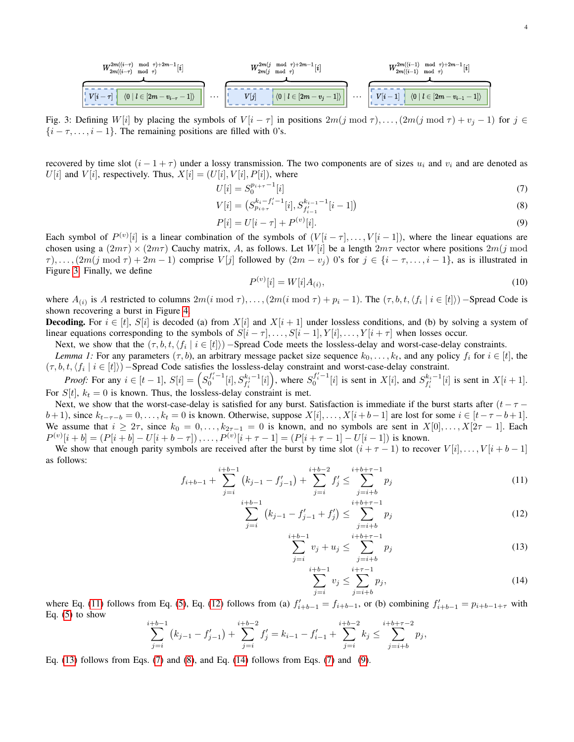$W^{2m((i-\tau) \mod \tau)+2m-1}_{2m((i-\tau) \mod \tau)}[i]$ ... $W^{2m(j \mod \tau)+2m-1}_{2m(j \mod \tau)}[i]$ ... $W^{2m((i-1) \mod \tau)+2m-1}_{2m((i-1) \mod \tau)}[i]$

$V[i-\tau]$ $\langle 0 \mid l \in [2m - v_{i-\tau} - 1] \rangle$ ... $V[j]$ $\langle 0 \mid l \in [2m - v_j - 1] \rangle$ ... $V[i-1]$ $\langle 0 \mid l \in [2m - v_{i-1} - 1] \rangle$

Fig. 3: Defining $W[i]$ by placing the symbols of $V[i-\tau]$ in positions $2m(j \mod \tau), \ldots, (2m(j \mod \tau) + v_j - 1)$ for $j \in \{i-\tau, \ldots, i-1\}$. The remaining positions are filled with 0's.

recovered by time slot $(i - 1 + \tau)$ under a lossy transmission. The two components are of sizes $u_i$ and $v_i$ and are denoted as $U[i]$ and $V[i]$, respectively. Thus, $X[i] = (U[i], V[i], P[i])$, where

$$U[i] = S_0^{p_{i+\tau}-1}[i] \tag{7}$$

$$V[i] = \left(S_{p_{i+\tau}}^{k_i - f_i' - 1}[i], S_{f_{i-1}'}^{k_{i-1}-1}[i-1]\right) \tag{8}$$

$$P[i] = U[i-\tau] + P^{(v)}[i]. \tag{9}$$

Each symbol of $P^{(v)}[i]$ is a linear combination of the symbols of $(V[i-\tau], \ldots, V[i-1])$, where the linear equations are chosen using a $(2m\tau) \times (2m\tau)$ Cauchy matrix, $A$, as follows. Let $W[i]$ be a length $2m\tau$ vector where positions $2m(j \mod \tau), \ldots, (2m(j \mod \tau) + 2m - 1)$ comprise $V[j]$ followed by $(2m - v_j)$ 0's for $j \in \{i-\tau, \ldots, i-1\}$, as is illustrated in Figure 3. Finally, we define

$$P^{(v)}[i] = W[i] A_{(i)}, \tag{10}$$

where $A_{(i)}$ is $A$ restricted to columns $2m(i \mod \tau), \ldots, (2m(i \mod \tau) + p_i - 1)$. The $(\tau, b, t, \langle f_i \mid i \in [t] \rangle)$ −Spread Code is shown recovering a burst in Figure 4.

**Decoding.** For $i \in [t]$, $S[i]$ is decoded (a) from $X[i]$ and $X[i+1]$ under lossless conditions, and (b) by solving a system of linear equations corresponding to the symbols of $S[i-\tau], \ldots, S[i-1], Y[i], \ldots, Y[i+\tau]$ when losses occur.

Next, we show that the $(\tau, b, t, \langle f_i \mid i \in [t] \rangle)$ −Spread Code meets the lossless-delay and worst-case-delay constraints.

*Lemma 1:* For any parameters $(\tau, b)$, an arbitrary message packet size sequence $k_0, \ldots, k_t$, and any policy $f_i$ for $i \in [t]$, the $(\tau, b, t, \langle f_i \mid i \in [t] \rangle)$ −Spread Code satisfies the lossless-delay constraint and worst-case-delay constraint.

*Proof:* For any $i \in [t-1]$, $S[i] = \left(S_0^{f_i'-1}[i], S_{f_i'}^{k_i-1}[i]\right)$, where $S_0^{f_i'-1}[i]$ is sent in $X[i]$, and $S_{f_i'}^{k_i-1}[i]$ is sent in $X[i+1]$. For $S[t]$, $k_t = 0$ is known. Thus, the lossless-delay constraint is met.

Next, we show that the worst-case-delay is satisfied for any burst. Satisfaction is immediate if the burst starts after $(t - \tau - b + 1)$, since $k_{t-\tau-b} = 0, \ldots, k_t = 0$ is known. Otherwise, suppose $X[i], \ldots, X[i+b-1]$ are lost for some $i \in [t - \tau - b + 1]$. We assume that $i \geq 2\tau$, since $k_0 = 0, \ldots, k_{2\tau-1} = 0$ is known, and no symbols are sent in $X[0], \ldots, X[2\tau - 1]$. Each $P^{(v)}[i+b] = (P[i+b] - U[i+b-\tau]), \ldots, P^{(v)}[i+\tau-1] = (P[i+\tau-1] - U[i-1])$ is known.

We show that enough parity symbols are received after the burst by time slot $(i + \tau - 1)$ to recover $V[i], \ldots, V[i+b-1]$ as follows:

$$f_{i+b-1} + \sum_{j=i}^{i+b-1} \left(k_{j-1} - f_{j-1}'\right) + \sum_{j=i}^{i+b-2} f_j' \leq \sum_{j=i+b}^{i+b+\tau-1} p_j \tag{11}$$

$$\sum_{j=i}^{i+b-1} \left(k_{j-1} - f_{j-1}' + f_j'\right) \leq \sum_{j=i+b}^{i+b+\tau-1} p_j \tag{12}$$

$$\sum_{j=i}^{i+b-1} v_j + u_j \leq \sum_{j=i+b}^{i+b+\tau-1} p_j \tag{13}$$

$$\sum_{j=i}^{i+b-1} v_j \leq \sum_{j=i+b}^{i+\tau-1} p_j, \tag{14}$$

where Eq. (11) follows from Eq. (5), Eq. (12) follows from (a) $f_{i+b-1}' = f_{i+b-1}$, or (b) combining $f_{i+b-1}' = p_{i+b-1+\tau}$ with Eq. (5) to show

$$\sum_{j=i}^{i+b-1} \left(k_{j-1} - f_{j-1}'\right) + \sum_{j=i}^{i+b-2} f_j' = k_{i-1} - f_{i-1}' + \sum_{j=i}^{i+b-2} k_j \leq \sum_{j=i+b}^{i+b+\tau-2} p_j,$$

Eq. (13) follows from Eqs. (7) and (8), and Eq. (14) follows from Eqs. (7) and (9).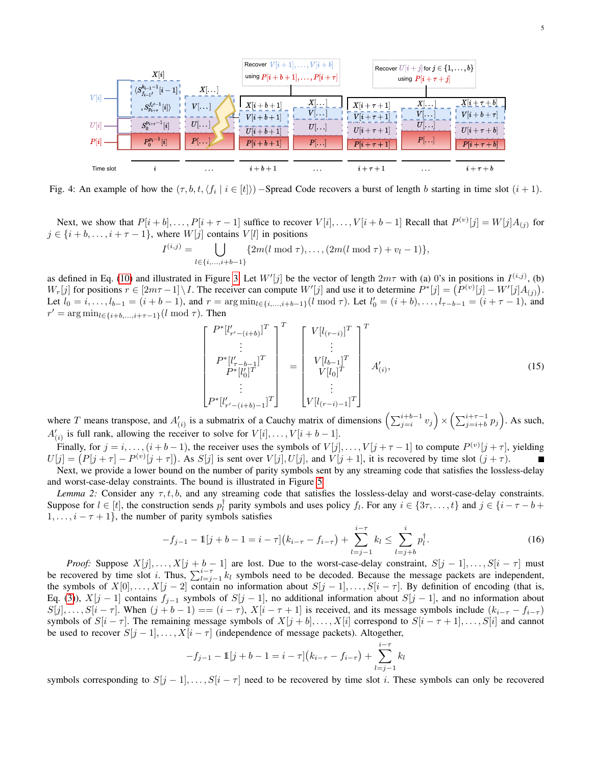Fig. 4: An example of how the $(\tau, b, t, \langle f_i \mid i \in [t] \rangle)$ −Spread Code recovers a burst of length $b$ starting in time slot $(i+1)$.

Next, we show that $P[i+b], \ldots, P[i+\tau-1]$ suffice to recover $V[i], \ldots, V[i+b-1]$ Recall that $P^{(v)}[j] = W[j]A_{(j)}$ for $j \in \{i+b, \ldots, i+\tau-1\}$, where $W[j]$ contains $V[l]$ in positions

$$I^{(i,j)} = \bigcup_{l \in \{i, \ldots, i+b-1\}} \{2m(l \bmod \tau), \ldots, (2m(l \bmod \tau) + v_l - 1)\},$$

as defined in Eq. (10) and illustrated in Figure 3. Let $W'[j]$ be the vector of length $2m\tau$ with (a) 0's in positions in $I^{(i,j)}$, (b) $W_r[j]$ for positions $r \in [2m\tau - 1] \setminus I$. The receiver can compute $W'[j]$ and use it to determine $P^*[j] = \left(P^{(v)}[j] - W'[j]A_{(j)}\right)$. Let $l_0 = i, \ldots, l_{b-1} = (i+b-1)$, and $r = \arg\min_{l \in \{i, \ldots, i+b-1\}} (l \bmod \tau)$. Let $l'_0 = (i+b), \ldots, l_{\tau-b-1} = (i+\tau-1)$, and $r' = \arg\min_{l \in \{i+b, \ldots, i+\tau-1\}} (l \bmod \tau)$. Then

$$\begin{bmatrix} P^*[l'_{r'-(i+b)}]^T \\ \vdots \\ P^*[l'_{\tau-b-1}]^T \\ P^*[l'_0]^T \\ \vdots \\ P^*[l'_{r'-(i+b)-1}]^T \end{bmatrix}^T = \begin{bmatrix} V[l_{(r-i)}]^T \\ \vdots \\ V[l_{b-1}]^T \\ V[l_0]^T \\ \vdots \\ V[l_{(r-i)-1}]^T \end{bmatrix}^T A'_{(i)}, \tag{15}$$

where $T$ means transpose, and $A'_{(i)}$ is a submatrix of a Cauchy matrix of dimensions $\left(\sum_{j=i}^{i+b-1} v_j\right) \times \left(\sum_{j=i+b}^{i+\tau-1} p_j\right)$. As such, $A'_{(i)}$ is full rank, allowing the receiver to solve for $V[i], \ldots, V[i+b-1]$.

Finally, for $j = i, \ldots, (i+b-1)$, the receiver uses the symbols of $V[j], \ldots, V[j+\tau-1]$ to compute $P^{(v)}[j+\tau]$, yielding $U[j] = \left(P[j+\tau] - P^{(v)}[j+\tau]\right)$. As $S[j]$ is sent over $V[j], U[j]$, and $V[j+1]$, it is recovered by time slot $(j+\tau)$. ∎

Next, we provide a lower bound on the number of parity symbols sent by any streaming code that satisfies the lossless-delay and worst-case-delay constraints. The bound is illustrated in Figure 5.

*Lemma 2:* Consider any $\tau, t, b$, and any streaming code that satisfies the lossless-delay and worst-case-delay constraints. Suppose for $l \in [t]$, the construction sends $p_l^\dagger$ parity symbols and uses policy $f_l$. For any $i \in \{3\tau, \ldots, t\}$ and $j \in \{i-\tau-b+1, \ldots, i-\tau+1\}$, the number of parity symbols satisfies

$$-f_{j-1} - \mathbb{1}[j+b-1 = i-\tau]\left(k_{i-\tau} - f_{i-\tau}\right) + \sum_{l=j-1}^{i-\tau} k_l \le \sum_{l=j+b}^{i} p_l^\dagger. \tag{16}$$

*Proof:* Suppose $X[j], \ldots, X[j+b-1]$ are lost. Due to the worst-case-delay constraint, $S[j-1], \ldots, S[i-\tau]$ must be recovered by time slot $i$. Thus, $\sum_{l=j-1}^{i-\tau} k_l$ symbols need to be decoded. Because the message packets are independent, the symbols of $X[0], \ldots, X[j-2]$ contain no information about $S[j-1], \ldots, S[i-\tau]$. By definition of encoding (that is, Eq. (3)), $X[j-1]$ contains $f_{j-1}$ symbols of $S[j-1]$, no additional information about $S[j-1]$, and no information about $S[j], \ldots, S[i-\tau]$. When $(j+b-1) == (i-\tau)$, $X[i-\tau+1]$ is received, and its message symbols include $(k_{i-\tau} - f_{i-\tau})$ symbols of $S[i-\tau]$. The remaining message symbols of $X[j+b], \ldots, X[i]$ correspond to $S[i-\tau+1], \ldots, S[i]$ and cannot be used to recover $S[j-1], \ldots, X[i-\tau]$ (independence of message packets). Altogether,

$$-f_{j-1} - \mathbb{1}[j+b-1 = i-\tau]\left(k_{i-\tau} - f_{i-\tau}\right) + \sum_{l=j-1}^{i-\tau} k_l$$

symbols corresponding to $S[j-1], \ldots, S[i-\tau]$ need to be recovered by time slot $i$. These symbols can only be recovered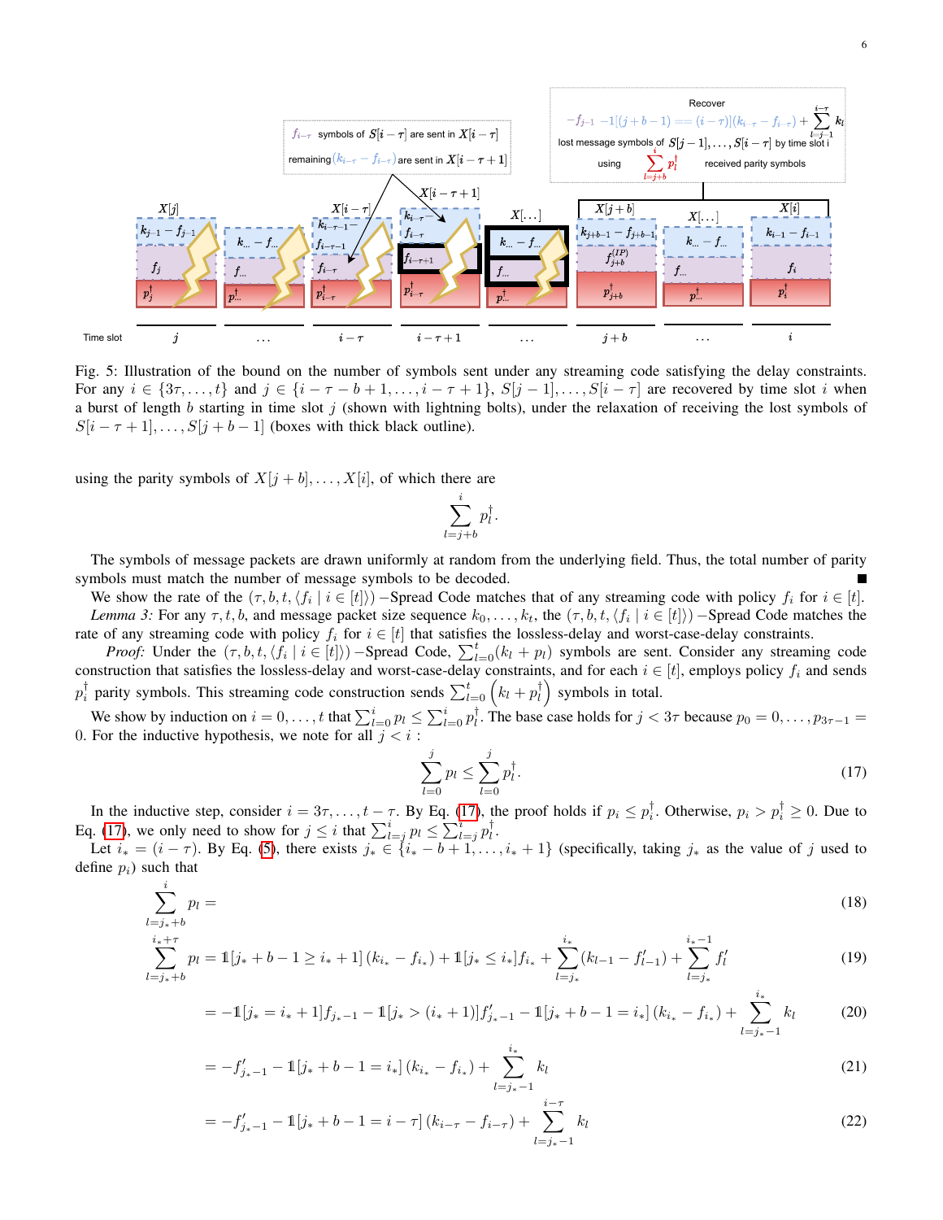Fig. 5: Illustration of the bound on the number of symbols sent under any streaming code satisfying the delay constraints. For any $i \in \{3\tau, \ldots, t\}$ and $j \in \{i-\tau-b+1, \ldots, i-\tau+1\}$, $S[j-1], \ldots, S[i-\tau]$ are recovered by time slot $i$ when a burst of length $b$ starting in time slot $j$ (shown with lightning bolts), under the relaxation of receiving the lost symbols of $S[i-\tau+1], \ldots, S[j+b-1]$ (boxes with thick black outline).

using the parity symbols of $X[j+b], \ldots, X[i]$, of which there are

$$\sum_{l=j+b}^{i} p_l^\dagger.$$

The symbols of message packets are drawn uniformly at random from the underlying field. Thus, the total number of parity symbols must match the number of message symbols to be decoded. ∎

We show the rate of the $(\tau, b, t, \langle f_i \mid i \in [t] \rangle)$ −Spread Code matches that of any streaming code with policy $f_i$ for $i \in [t]$.

*Lemma 3:* For any $\tau, t, b$, and message packet size sequence $k_0, \ldots, k_t$, the $(\tau, b, t, \langle f_i \mid i \in [t] \rangle)$ −Spread Code matches the rate of any streaming code with policy $f_i$ for $i \in [t]$ that satisfies the lossless-delay and worst-case-delay constraints.

*Proof:* Under the $(\tau, b, t, \langle f_i \mid i \in [t] \rangle)$ −Spread Code, $\sum_{l=0}^{t}(k_l + p_l)$ symbols are sent. Consider any streaming code construction that satisfies the lossless-delay and worst-case-delay constraints, and for each $i \in [t]$, employs policy $f_i$ and sends $p_i^\dagger$ parity symbols. This streaming code construction sends $\sum_{l=0}^{t}\left(k_l + p_l^\dagger\right)$ symbols in total.

We show by induction on $i = 0, \ldots, t$ that $\sum_{l=0}^{i} p_l \leq \sum_{l=0}^{i} p_l^\dagger$. The base case holds for $j < 3\tau$ because $p_0 = 0, \ldots, p_{3\tau-1} = 0$. For the inductive hypothesis, we note for all $j < i$ :

$$\sum_{l=0}^{j} p_l \leq \sum_{l=0}^{j} p_l^\dagger. \tag{17}$$

In the inductive step, consider $i = 3\tau, \ldots, t-\tau$. By Eq. (17), the proof holds if $p_i \leq p_i^\dagger$. Otherwise, $p_i > p_i^\dagger \geq 0$. Due to Eq. (17), we only need to show for $j \leq i$ that $\sum_{l=j}^{i} p_l \leq \sum_{l=j}^{i} p_l^\dagger$.

Let $i_* = (i-\tau)$. By Eq. (5), there exists $j_* \in \{i_* - b + 1, \ldots, i_* + 1\}$ (specifically, taking $j_*$ as the value of $j$ used to define $p_i$) such that

$$\sum_{l=j_*+b}^{i} p_l = \tag{18}$$

$$\sum_{l=j_*+b}^{i_*+\tau} p_l = \mathbb{1}[j_* + b - 1 \geq i_* + 1]\,(k_{i_*} - f_{i_*}) + \mathbb{1}[j_* \leq i_*] f_{i_*} + \sum_{l=j_*}^{i_*}(k_{l-1} - f'_{l-1}) + \sum_{l=j_*}^{i_*-1} f'_l \tag{19}$$

$$= -\mathbb{1}[j_* = i_* + 1] f_{j_*-1} - \mathbb{1}[j_* > (i_*+1)] f'_{j_*-1} - \mathbb{1}[j_* + b - 1 = i_*]\,(k_{i_*} - f_{i_*}) + \sum_{l=j_*-1}^{i_*} k_l \tag{20}$$

$$= -f'_{j_*-1} - \mathbb{1}[j_* + b - 1 = i_*]\,(k_{i_*} - f_{i_*}) + \sum_{l=j_*-1}^{i_*} k_l \tag{21}$$

$$= -f'_{j_*-1} - \mathbb{1}[j_* + b - 1 = i - \tau]\,(k_{i-\tau} - f_{i-\tau}) + \sum_{l=j_*-1}^{i-\tau} k_l \tag{22}$$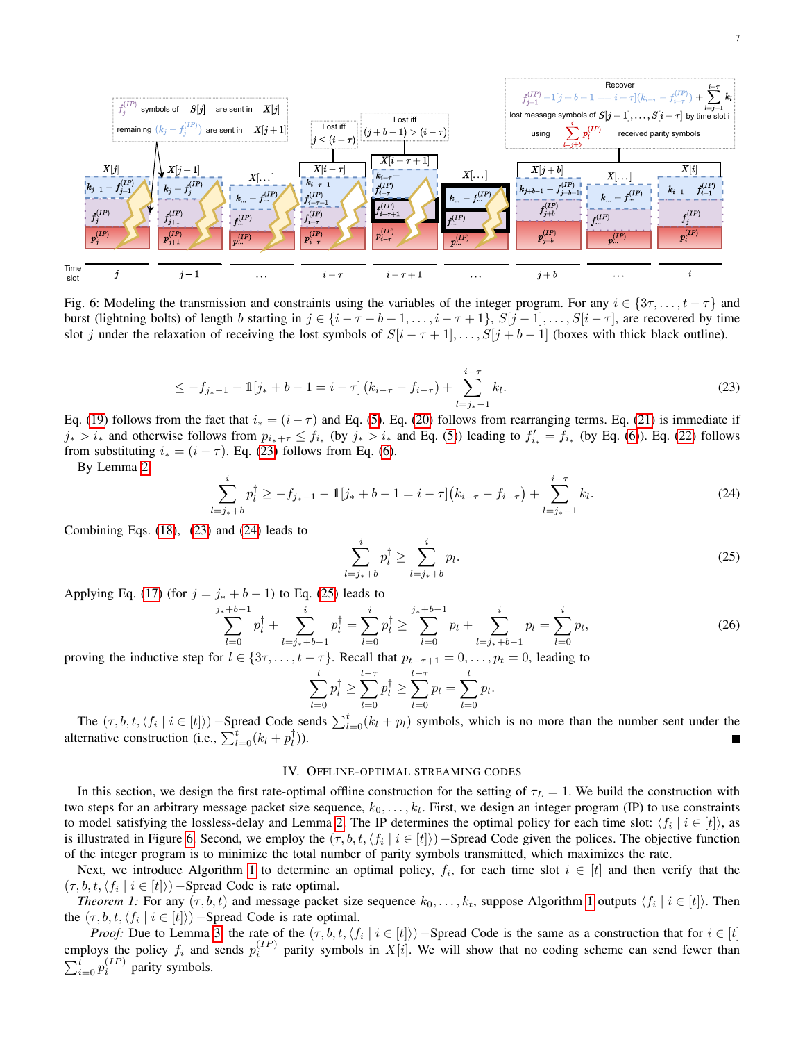Fig. 6: Modeling the transmission and constraints using the variables of the integer program. For any $i \in \{3\tau, \ldots, t-\tau\}$ and burst (lightning bolts) of length $b$ starting in $j \in \{i-\tau-b+1, \ldots, i-\tau+1\}$, $S[j-1], \ldots, S[i-\tau]$, are recovered by time slot $j$ under the relaxation of receiving the lost symbols of $S[i-\tau+1], \ldots, S[j+b-1]$ (boxes with thick black outline).

$$\leq -f_{j_*-1} - \mathbb{1}[j_* + b - 1 = i - \tau]\,(k_{i-\tau} - f_{i-\tau}) + \sum_{l=j_*-1}^{i-\tau} k_l. \tag{23}$$

Eq. (19) follows from the fact that $i_* = (i-\tau)$ and Eq. (5). Eq. (20) follows from rearranging terms. Eq. (21) is immediate if $j_* > i_*$ and otherwise follows from $p_{i_*+\tau} \leq f_{i_*}$ (by $j_* > i_*$ and Eq. (5)) leading to $f'_{i_*} = f_{i_*}$ (by Eq. (6)). Eq. (22) follows from substituting $i_* = (i-\tau)$. Eq. (23) follows from Eq. (6).

By Lemma 2

$$\sum_{l=j_*+b}^{i} p_l^\dagger \geq -f_{j_*-1} - \mathbb{1}[j_* + b - 1 = i - \tau]\big(k_{i-\tau} - f_{i-\tau}\big) + \sum_{l=j_*-1}^{i-\tau} k_l. \tag{24}$$

Combining Eqs. (18), (23) and (24) leads to

$$\sum_{l=j_*+b}^{i} p_l^\dagger \geq \sum_{l=j_*+b}^{i} p_l. \tag{25}$$

Applying Eq. (17) (for $j = j_* + b - 1$) to Eq. (25) leads to

$$\sum_{l=0}^{j_*+b-1} p_l^\dagger + \sum_{l=j_*+b-1}^{i} p_l^\dagger = \sum_{l=0}^{i} p_l^\dagger \geq \sum_{l=0}^{j_*+b-1} p_l + \sum_{l=j_*+b-1}^{i} p_l = \sum_{l=0}^{i} p_l, \tag{26}$$

proving the inductive step for $l \in \{3\tau, \ldots, t-\tau\}$. Recall that $p_{t-\tau+1} = 0, \ldots, p_t = 0$, leading to

$$\sum_{l=0}^{t} p_l^\dagger \geq \sum_{l=0}^{t-\tau} p_l^\dagger \geq \sum_{l=0}^{t-\tau} p_l = \sum_{l=0}^{t} p_l.$$

The $(\tau, b, t, \langle f_i \mid i \in [t]\rangle)-$Spread Code sends $\sum_{l=0}^{t}(k_l + p_l)$ symbols, which is no more than the number sent under the alternative construction (i.e., $\sum_{l=0}^{t}(k_l + p_l^\dagger)$). ∎

## IV. Offline-optimal streaming codes

In this section, we design the first rate-optimal offline construction for the setting of $\tau_L = 1$. We build the construction with two steps for an arbitrary message packet size sequence, $k_0, \ldots, k_t$. First, we design an integer program (IP) to use constraints to model satisfying the lossless-delay and Lemma 2. The IP determines the optimal policy for each time slot: $\langle f_i \mid i \in [t]\rangle$, as is illustrated in Figure 6. Second, we employ the $(\tau, b, t, \langle f_i \mid i \in [t]\rangle)-$Spread Code given the polices. The objective function of the integer program is to minimize the total number of parity symbols transmitted, which maximizes the rate.

Next, we introduce Algorithm 1 to determine an optimal policy, $f_i$, for each time slot $i \in [t]$ and then verify that the $(\tau, b, t, \langle f_i \mid i \in [t]\rangle)-$Spread Code is rate optimal.

*Theorem 1:* For any $(\tau, b, t)$ and message packet size sequence $k_0, \ldots, k_t$, suppose Algorithm 1 outputs $\langle f_i \mid i \in [t]\rangle$. Then the $(\tau, b, t, \langle f_i \mid i \in [t]\rangle)-$Spread Code is rate optimal.

*Proof:* Due to Lemma 3, the rate of the $(\tau, b, t, \langle f_i \mid i \in [t]\rangle)-$Spread Code is the same as a construction that for $i \in [t]$ employs the policy $f_i$ and sends $p_i^{(IP)}$ parity symbols in $X[i]$. We will show that no coding scheme can send fewer than $\sum_{i=0}^{t} p_i^{(IP)}$ parity symbols.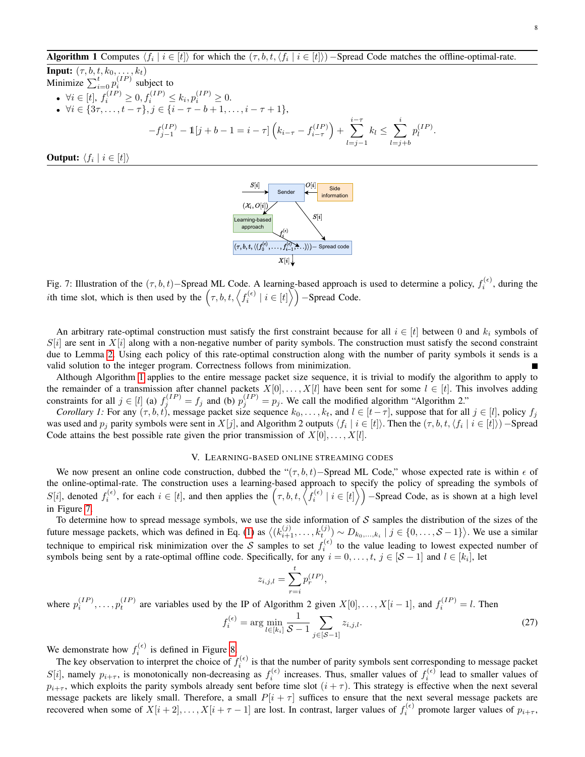**Algorithm 1** Computes $\langle f_i \mid i \in [t] \rangle$ for which the $(\tau, b, t, \langle f_i \mid i \in [t] \rangle)$ −Spread Code matches the offline-optimal-rate.

**Input:** $(\tau, b, t, k_0, \ldots, k_t)$

Minimize $\sum_{i=0}^{t} p_i^{(IP)}$ subject to

- $\forall i \in [t]$, $f_i^{(IP)} \geq 0, f_i^{(IP)} \leq k_i, p_i^{(IP)} \geq 0$.
- $\forall i \in \{3\tau, \ldots, t-\tau\}, j \in \{i-\tau-b+1, \ldots, i-\tau+1\}$,

$$-f_{j-1}^{(IP)} - \mathbb{1}[j+b-1 = i-\tau]\left(k_{i-\tau} - f_{i-\tau}^{(IP)}\right) + \sum_{l=j-1}^{i-\tau} k_l \leq \sum_{l=j+b}^{i} p_l^{(IP)}.$$

**Output:** $\langle f_i \mid i \in [t] \rangle$

Fig. 7: Illustration of the $(\tau, b, t)$−Spread ML Code. A learning-based approach is used to determine a policy, $f_i^{(\epsilon)}$, during the $i$th time slot, which is then used by the $\left(\tau, b, t, \left\langle f_i^{(\epsilon)} \mid i \in [t] \right\rangle\right)$ −Spread Code.

An arbitrary rate-optimal construction must satisfy the first constraint because for all $i \in [t]$ between 0 and $k_i$ symbols of $S[i]$ are sent in $X[i]$ along with a non-negative number of parity symbols. The construction must satisfy the second constraint due to Lemma 2. Using each policy of this rate-optimal construction along with the number of parity symbols it sends is a valid solution to the integer program. Correctness follows from minimization. ∎

Although Algorithm 1 applies to the entire message packet size sequence, it is trivial to modify the algorithm to apply to the remainder of a transmission after channel packets $X[0], \ldots, X[l]$ have been sent for some $l \in [t]$. This involves adding constraints for all $j \in [l]$ (a) $f_j^{(IP)} = f_j$ and (b) $p_j^{(IP)} = p_j$. We call the modified algorithm "Algorithm 2."

*Corollary 1:* For any $(\tau, b, t)$, message packet size sequence $k_0, \ldots, k_t$, and $l \in [t-\tau]$, suppose that for all $j \in [l]$, policy $f_j$ was used and $p_j$ parity symbols were sent in $X[j]$, and Algorithm 2 outputs $\langle f_i \mid i \in [t] \rangle$. Then the $(\tau, b, t, \langle f_i \mid i \in [t] \rangle)$ −Spread Code attains the best possible rate given the prior transmission of $X[0], \ldots, X[l]$.

## V. Learning-based Online Streaming Codes

We now present an online code construction, dubbed the "$(\tau, b, t)$−Spread ML Code," whose expected rate is within $\epsilon$ of the online-optimal-rate. The construction uses a learning-based approach to specify the policy of spreading the symbols of $S[i]$, denoted $f_i^{(\epsilon)}$, for each $i \in [t]$, and then applies the $\left(\tau, b, t, \left\langle f_i^{(\epsilon)} \mid i \in [t] \right\rangle\right)$ −Spread Code, as is shown at a high level in Figure 7.

To determine how to spread message symbols, we use the side information of $\mathcal{S}$ samples the distribution of the sizes of the future message packets, which was defined in Eq. (1) as $\left\langle (k_{i+1}^{(j)}, \ldots, k_t^{(j)}) \sim D_{k_0, \ldots, k_i} \mid j \in \{0, \ldots, \mathcal{S}-1\} \right\rangle$. We use a similar technique to empirical risk minimization over the $\mathcal{S}$ samples to set $f_i^{(\epsilon)}$ to the value leading to lowest expected number of symbols being sent by a rate-optimal offline code. Specifically, for any $i = 0, \ldots, t$, $j \in [\mathcal{S}-1]$ and $l \in [k_i]$, let

$$z_{i,j,l} = \sum_{r=i}^{t} p_r^{(IP)},$$

where $p_i^{(IP)}, \ldots, p_t^{(IP)}$ are variables used by the IP of Algorithm 2 given $X[0], \ldots, X[i-1]$, and $f_i^{(IP)} = l$. Then

$$f_i^{(\epsilon)} = \arg\min_{l \in [k_i]} \frac{1}{\mathcal{S}-1} \sum_{j \in [\mathcal{S}-1]} z_{i,j,l}. \tag{27}$$

We demonstrate how $f_i^{(\epsilon)}$ is defined in Figure 8.

The key observation to interpret the choice of $f_i^{(\epsilon)}$ is that the number of parity symbols sent corresponding to message packet $S[i]$, namely $p_{i+\tau}$, is monotonically non-decreasing as $f_i^{(\epsilon)}$ increases. Thus, smaller values of $f_i^{(\epsilon)}$ lead to smaller values of $p_{i+\tau}$, which exploits the parity symbols already sent before time slot $(i+\tau)$. This strategy is effective when the next several message packets are likely small. Therefore, a small $P[i+\tau]$ suffices to ensure that the next several message packets are recovered when some of $X[i+2], \ldots, X[i+\tau-1]$ are lost. In contrast, larger values of $f_i^{(\epsilon)}$ promote larger values of $p_{i+\tau}$,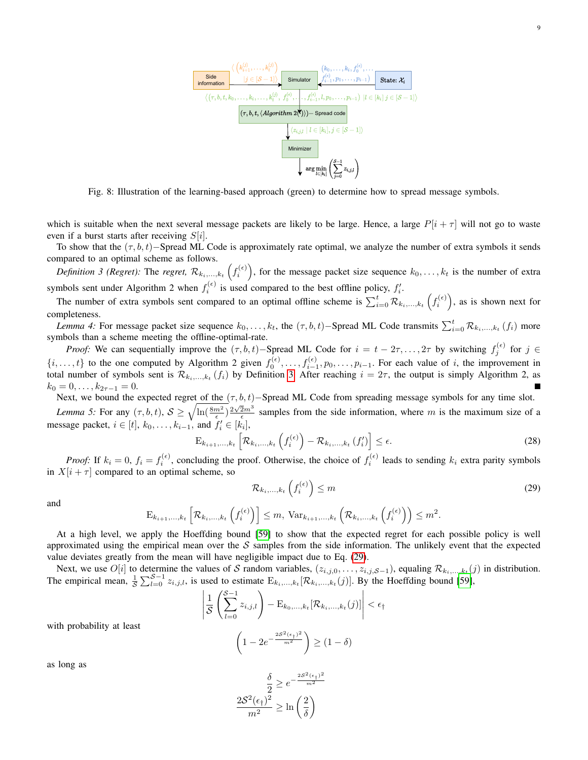Fig. 8: Illustration of the learning-based approach (green) to determine how to spread message symbols.

which is suitable when the next several message packets are likely to be large. Hence, a large $P[i+\tau]$ will not go to waste even if a burst starts after receiving $S[i]$.

To show that the $(\tau, b, t)-$Spread ML Code is approximately rate optimal, we analyze the number of extra symbols it sends compared to an optimal scheme as follows.

*Definition 3 (Regret):* The *regret,* $\mathcal{R}_{k_i,\ldots,k_t}\left(f_i^{(\epsilon)}\right)$, for the message packet size sequence $k_0,\ldots,k_t$ is the number of extra symbols sent under Algorithm 2 when $f_i^{(\epsilon)}$ is used compared to the best offline policy, $f_i'$.

The number of extra symbols sent compared to an optimal offline scheme is $\sum_{i=0}^{t}\mathcal{R}_{k_i,\ldots,k_t}\left(f_i^{(\epsilon)}\right)$, as is shown next for completeness.

*Lemma 4:* For message packet size sequence $k_0,\ldots,k_t$, the $(\tau, b, t)-$Spread ML Code transmits $\sum_{i=0}^{t}\mathcal{R}_{k_i,\ldots,k_t}\left(f_i\right)$ more symbols than a scheme meeting the offline-optimal-rate.

*Proof:* We can sequentially improve the $(\tau, b, t)-$Spread ML Code for $i = t-2\tau,\ldots,2\tau$ by switching $f_j^{(\epsilon)}$ for $j \in \{i,\ldots,t\}$ to the one computed by Algorithm 2 given $f_0^{(\epsilon)},\ldots,f_{i-1}^{(\epsilon)},p_0,\ldots,p_{i-1}$. For each value of $i$, the improvement in total number of symbols sent is $\mathcal{R}_{k_i,\ldots,k_t}\left(f_i\right)$ by Definition 3. After reaching $i=2\tau$, the output is simply Algorithm 2, as $k_0=0,\ldots,k_{2\tau-1}=0$. ∎

Next, we bound the expected regret of the $(\tau, b, t)-$Spread ML Code from spreading message symbols for any time slot.

*Lemma 5:* For any $(\tau, b, t)$, $\mathcal{S} \geq \sqrt{\ln(\frac{8m^2}{\epsilon})\frac{2\sqrt{2}m^3}{\epsilon}}$ samples from the side information, where $m$ is the maximum size of a message packet, $i\in[t]$, $k_0,\ldots,k_{i-1}$, and $f_i' \in [k_i]$,

$$\mathrm{E}_{k_{i+1},\ldots,k_t}\left[\mathcal{R}_{k_i,\ldots,k_t}\left(f_i^{(\epsilon)}\right) - \mathcal{R}_{k_i,\ldots,k_t}\left(f_i'\right)\right] \leq \epsilon. \tag{28}$$

*Proof:* If $k_i = 0$, $f_i = f_i^{(\epsilon)}$, concluding the proof. Otherwise, the choice of $f_i^{(\epsilon)}$ leads to sending $k_i$ extra parity symbols in $X[i+\tau]$ compared to an optimal scheme, so

$$\mathcal{R}_{k_i,\ldots,k_t}\left(f_i^{(\epsilon)}\right) \leq m \tag{29}$$

and

$$\mathrm{E}_{k_{i+1},\ldots,k_t}\left[\mathcal{R}_{k_i,\ldots,k_t}\left(f_i^{(\epsilon)}\right)\right] \leq m,\ \mathrm{Var}_{k_{i+1},\ldots,k_t}\left(\mathcal{R}_{k_i,\ldots,k_t}\left(f_i^{(\epsilon)}\right)\right) \leq m^2.$$

At a high level, we apply the Hoeffding bound [59] to show that the expected regret for each possible policy is well approximated using the empirical mean over the $\mathcal{S}$ samples from the side information. The unlikely event that the expected value deviates greatly from the mean will have negligible impact due to Eq. (29).

Next, we use $O[i]$ to determine the values of $\mathcal{S}$ random variables, $(z_{i,j,0},\ldots,z_{i,j,\mathcal{S}-1})$, equaling $\mathcal{R}_{k_i,\ldots,k_t}(j)$ in distribution. The empirical mean, $\frac{1}{\mathcal{S}}\sum_{l=0}^{\mathcal{S}-1}z_{i,j,l}$, is used to estimate $\mathrm{E}_{k_i,\ldots,k_t}[\mathcal{R}_{k_i,\ldots,k_t}(j)]$. By the Hoeffding bound [59],

$$\left|\frac{1}{\mathcal{S}}\left(\sum_{l=0}^{\mathcal{S}-1}z_{i,j,l}\right) - \mathrm{E}_{k_0,\ldots,k_t}[\mathcal{R}_{k_i,\ldots,k_t}(j)]\right| < \epsilon_\dagger$$

with probability at least

$$\left(1-2e^{-\frac{2\mathcal{S}^2(\epsilon_\dagger)^2}{m^2}}\right) \geq (1-\delta)$$

as long as

$$\frac{\delta}{2} \geq e^{-\frac{2\mathcal{S}^2(\epsilon_\dagger)^2}{m^2}}$$

$$\frac{2\mathcal{S}^2(\epsilon_\dagger)^2}{m^2} \geq \ln\left(\frac{2}{\delta}\right)$$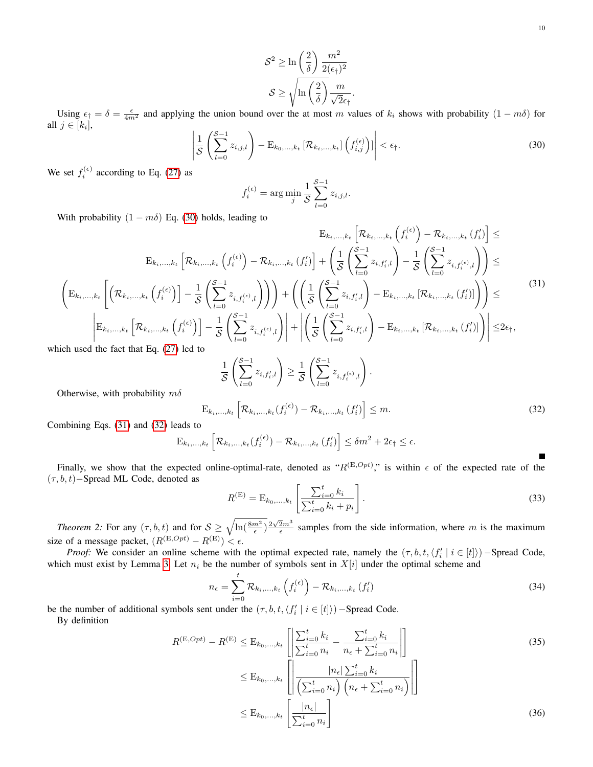$$\mathcal{S}^2 \geq \ln\left(\frac{2}{\delta}\right)\frac{m^2}{2(\epsilon_\dagger)^2}$$
$$\mathcal{S} \geq \sqrt{\ln\left(\frac{2}{\delta}\right)}\frac{m}{\sqrt{2}\epsilon_\dagger}.$$

Using $\epsilon_\dagger = \delta = \frac{\epsilon}{4m^2}$ and applying the union bound over the at most $m$ values of $k_i$ shows with probability $(1 - m\delta)$ for all $j \in [k_i]$,

$$\left|\frac{1}{\mathcal{S}}\left(\sum_{l=0}^{\mathcal{S}-1} z_{i,j,l}\right) - \mathrm{E}_{k_0,\ldots,k_t}\left[\mathcal{R}_{k_i,\ldots,k_t}\right]\left(f_{i,j}^{(\epsilon)}\right)]\right| < \epsilon_\dagger. \tag{30}$$

We set $f_i^{(\epsilon)}$ according to Eq. (27) as

$$f_i^{(\epsilon)} = \arg\min_j \frac{1}{\mathcal{S}}\sum_{l=0}^{\mathcal{S}-1} z_{i,j,l}.$$

With probability $(1 - m\delta)$ Eq. (30) holds, leading to

$$\begin{aligned}
&\mathrm{E}_{k_i,\ldots,k_t}\left[\mathcal{R}_{k_i,\ldots,k_t}\left(f_i^{(\epsilon)}\right) - \mathcal{R}_{k_i,\ldots,k_t}\left(f_i'\right)\right] \leq \\
&\mathrm{E}_{k_i,\ldots,k_t}\left[\mathcal{R}_{k_i,\ldots,k_t}\left(f_i^{(\epsilon)}\right) - \mathcal{R}_{k_i,\ldots,k_t}\left(f_i'\right)\right] + \left(\frac{1}{\mathcal{S}}\left(\sum_{l=0}^{\mathcal{S}-1} z_{i,f_i',l}\right) - \frac{1}{\mathcal{S}}\left(\sum_{l=0}^{\mathcal{S}-1} z_{i,f_i^{(\epsilon)},l}\right)\right) \leq \\
&\left(\mathrm{E}_{k_i,\ldots,k_t}\left[\left(\mathcal{R}_{k_i,\ldots,k_t}\left(f_i^{(\epsilon)}\right)\right] - \frac{1}{\mathcal{S}}\left(\sum_{l=0}^{\mathcal{S}-1} z_{i,f_i^{(\epsilon)},l}\right)\right)\right) + \left(\left(\frac{1}{\mathcal{S}}\left(\sum_{l=0}^{\mathcal{S}-1} z_{i,f_i',l}\right) - \mathrm{E}_{k_i,\ldots,k_t}\left[\mathcal{R}_{k_i,\ldots,k_t}\left(f_i'\right)\right]\right)\right) \leq \\
&\left|\mathrm{E}_{k_i,\ldots,k_t}\left[\mathcal{R}_{k_i,\ldots,k_t}\left(f_i^{(\epsilon)}\right)\right] - \frac{1}{\mathcal{S}}\left(\sum_{l=0}^{\mathcal{S}-1} z_{i,f_i^{(\epsilon)},l}\right)\right| + \left|\left(\frac{1}{\mathcal{S}}\left(\sum_{l=0}^{\mathcal{S}-1} z_{i,f_i',l}\right) - \mathrm{E}_{k_i,\ldots,k_t}\left[\mathcal{R}_{k_i,\ldots,k_t}\left(f_i'\right)\right]\right)\right| \leq 2\epsilon_\dagger,
\end{aligned} \tag{31}$$

which used the fact that Eq. (27) led to

$$\frac{1}{\mathcal{S}}\left(\sum_{l=0}^{\mathcal{S}-1} z_{i,f_i',l}\right) \geq \frac{1}{\mathcal{S}}\left(\sum_{l=0}^{\mathcal{S}-1} z_{i,f_i^{(\epsilon)},l}\right).$$

Otherwise, with probability $m\delta$

$$\mathrm{E}_{k_i,\ldots,k_t}\left[\mathcal{R}_{k_i,\ldots,k_t}(f_i^{(\epsilon)}) - \mathcal{R}_{k_i,\ldots,k_t}\left(f_i'\right)\right] \leq m. \tag{32}$$

Combining Eqs. (31) and (32) leads to

$$\mathrm{E}_{k_i,\ldots,k_t}\left[\mathcal{R}_{k_i,\ldots,k_t}(f_i^{(\epsilon)}) - \mathcal{R}_{k_i,\ldots,k_t}\left(f_i'\right)\right] \leq \delta m^2 + 2\epsilon_\dagger \leq \epsilon.$$

■

Finally, we show that the expected online-optimal-rate, denoted as "$R^{(\mathrm{E},Opt)}$," is within $\epsilon$ of the expected rate of the $(\tau, b, t)-$Spread ML Code, denoted as

$$R^{(\mathrm{E})} = \mathrm{E}_{k_0,\ldots,k_t}\left[\frac{\sum_{i=0}^{t} k_i}{\sum_{i=0}^{t} k_i + p_i}\right]. \tag{33}$$

*Theorem 2:* For any $(\tau, b, t)$ and for $\mathcal{S} \geq \sqrt{\ln(\frac{8m^2}{\epsilon})}\frac{2\sqrt{2}m^3}{\epsilon}$ samples from the side information, where $m$ is the maximum size of a message packet, $(R^{(\mathrm{E},Opt)} - R^{(\mathrm{E})}) < \epsilon$.

*Proof:* We consider an online scheme with the optimal expected rate, namely the $(\tau, b, t, \langle f_i' \mid i \in [t]\rangle)-$Spread Code, which must exist by Lemma 3. Let $n_i$ be the number of symbols sent in $X[i]$ under the optimal scheme and

$$n_\epsilon = \sum_{i=0}^{t} \mathcal{R}_{k_i,\ldots,k_t}\left(f_i^{(\epsilon)}\right) - \mathcal{R}_{k_i,\ldots,k_t}\left(f_i'\right) \tag{34}$$

be the number of additional symbols sent under the $(\tau, b, t, \langle f_i' \mid i \in [t]\rangle)-$Spread Code.

By definition

$$\begin{aligned}
R^{(\mathrm{E},Opt)} - R^{(\mathrm{E})} &\leq \mathrm{E}_{k_0,\ldots,k_t}\left[\left|\frac{\sum_{i=0}^{t} k_i}{\sum_{i=0}^{t} n_i} - \frac{\sum_{i=0}^{t} k_i}{n_\epsilon + \sum_{i=0}^{t} n_i}\right|\right] \qquad (35)\\
&\leq \mathrm{E}_{k_0,\ldots,k_t}\left[\left|\frac{|n_\epsilon|\sum_{i=0}^{t} k_i}{\left(\sum_{i=0}^{t} n_i\right)\left(n_\epsilon + \sum_{i=0}^{t} n_i\right)}\right|\right]\\
&\leq \mathrm{E}_{k_0,\ldots,k_t}\left[\frac{|n_\epsilon|}{\sum_{i=0}^{t} n_i}\right] \qquad (36)
\end{aligned}$$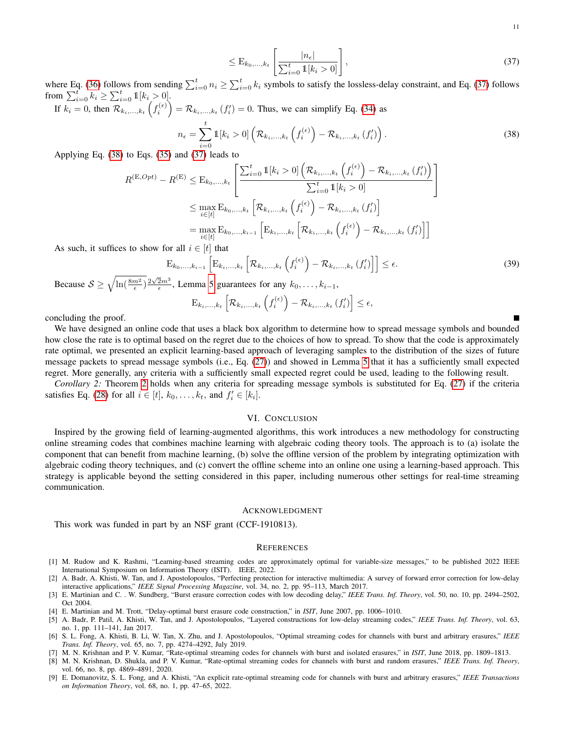$$\leq \mathrm{E}_{k_0,\ldots,k_t}\left[\frac{|n_\epsilon|}{\sum_{i=0}^{t}\mathbb{1}[k_i>0]}\right], \tag{37}$$

where Eq. (36) follows from sending $\sum_{i=0}^{t} n_i \geq \sum_{i=0}^{t} k_i$ symbols to satisfy the lossless-delay constraint, and Eq. (37) follows from $\sum_{i=0}^{t} k_i \geq \sum_{i=0}^{t} \mathbb{1}[k_i > 0]$.

If $k_i = 0$, then $\mathcal{R}_{k_i,\ldots,k_t}\left(f_i^{(\epsilon)}\right) = \mathcal{R}_{k_i,\ldots,k_t}\left(f_i'\right) = 0$. Thus, we can simplify Eq. (34) as

$$n_\epsilon = \sum_{i=0}^{t}\mathbb{1}[k_i>0]\left(\mathcal{R}_{k_i,\ldots,k_t}\left(f_i^{(\epsilon)}\right) - \mathcal{R}_{k_i,\ldots,k_t}\left(f_i'\right)\right). \tag{38}$$

Applying Eq. (38) to Eqs. (35) and (37) leads to

$$\begin{aligned}
R^{(\mathrm{E},Opt)} - R^{(\mathrm{E})} &\leq \mathrm{E}_{k_0,\ldots,k_t}\left[\frac{\sum_{i=0}^{t}\mathbb{1}[k_i>0]\left(\mathcal{R}_{k_i,\ldots,k_t}\left(f_i^{(\epsilon)}\right) - \mathcal{R}_{k_i,\ldots,k_t}\left(f_i'\right)\right)}{\sum_{i=0}^{t}\mathbb{1}[k_i>0]}\right] \\
&\leq \max_{i\in[t]} \mathrm{E}_{k_0,\ldots,k_t}\left[\mathcal{R}_{k_i,\ldots,k_t}\left(f_i^{(\epsilon)}\right) - \mathcal{R}_{k_i,\ldots,k_t}\left(f_i'\right)\right] \\
&= \max_{i\in[t]} \mathrm{E}_{k_0,\ldots,k_{i-1}}\left[\mathrm{E}_{k_i,\ldots,k_t}\left[\mathcal{R}_{k_i,\ldots,k_t}\left(f_i^{(\epsilon)}\right) - \mathcal{R}_{k_i,\ldots,k_t}\left(f_i'\right)\right]\right]
\end{aligned}$$

As such, it suffices to show for all $i \in [t]$ that

$$\mathrm{E}_{k_0,\ldots,k_{i-1}}\left[\mathrm{E}_{k_i,\ldots,k_t}\left[\mathcal{R}_{k_i,\ldots,k_t}\left(f_i^{(\epsilon)}\right) - \mathcal{R}_{k_i,\ldots,k_t}\left(f_i'\right)\right]\right] \leq \epsilon. \tag{39}$$

Because $\mathcal{S} \geq \sqrt{\ln(\frac{8m^2}{\epsilon})}\frac{2\sqrt{2}m^3}{\epsilon}$, Lemma 5 guarantees for any $k_0,\ldots,k_{i-1}$,

$$\mathrm{E}_{k_i,\ldots,k_t}\left[\mathcal{R}_{k_i,\ldots,k_t}\left(f_i^{(\epsilon)}\right) - \mathcal{R}_{k_i,\ldots,k_t}\left(f_i'\right)\right] \leq \epsilon,$$

concluding the proof. ■

We have designed an online code that uses a black box algorithm to determine how to spread message symbols and bounded how close the rate is to optimal based on the regret due to the choices of how to spread. To show that the code is approximately rate optimal, we presented an explicit learning-based approach of leveraging samples to the distribution of the sizes of future message packets to spread message symbols (i.e., Eq. (27)) and showed in Lemma 5 that it has a sufficiently small expected regret. More generally, any criteria with a sufficiently small expected regret could be used, leading to the following result.

*Corollary 2:* Theorem 2 holds when any criteria for spreading message symbols is substituted for Eq. (27) if the criteria satisfies Eq. (28) for all $i \in [t]$, $k_0,\ldots,k_t$, and $f_i' \in [k_i]$.

## VI. Conclusion

Inspired by the growing field of learning-augmented algorithms, this work introduces a new methodology for constructing online streaming codes that combines machine learning with algebraic coding theory tools. The approach is to (a) isolate the component that can benefit from machine learning, (b) solve the offline version of the problem by integrating optimization with algebraic coding theory techniques, and (c) convert the offline scheme into an online one using a learning-based approach. This strategy is applicable beyond the setting considered in this paper, including numerous other settings for real-time streaming communication.

## Acknowledgment

This work was funded in part by an NSF grant (CCF-1910813).

## References

[1] M. Rudow and K. Rashmi, "Learning-based streaming codes are approximately optimal for variable-size messages," to be published 2022 IEEE International Symposium on Information Theory (ISIT). IEEE, 2022.

[2] A. Badr, A. Khisti, W. Tan, and J. Apostolopoulos, "Perfecting protection for interactive multimedia: A survey of forward error correction for low-delay interactive applications," *IEEE Signal Processing Magazine*, vol. 34, no. 2, pp. 95–113, March 2017.

[3] E. Martinian and C. . W. Sundberg, "Burst erasure correction codes with low decoding delay," *IEEE Trans. Inf. Theory*, vol. 50, no. 10, pp. 2494–2502, Oct 2004.

[4] E. Martinian and M. Trott, "Delay-optimal burst erasure code construction," in *ISIT*, June 2007, pp. 1006–1010.

[5] A. Badr, P. Patil, A. Khisti, W. Tan, and J. Apostolopoulos, "Layered constructions for low-delay streaming codes," *IEEE Trans. Inf. Theory*, vol. 63, no. 1, pp. 111–141, Jan 2017.

[6] S. L. Fong, A. Khisti, B. Li, W. Tan, X. Zhu, and J. Apostolopoulos, "Optimal streaming codes for channels with burst and arbitrary erasures," *IEEE Trans. Inf. Theory*, vol. 65, no. 7, pp. 4274–4292, July 2019.

[7] M. N. Krishnan and P. V. Kumar, "Rate-optimal streaming codes for channels with burst and isolated erasures," in *ISIT*, June 2018, pp. 1809–1813.

[8] M. N. Krishnan, D. Shukla, and P. V. Kumar, "Rate-optimal streaming codes for channels with burst and random erasures," *IEEE Trans. Inf. Theory*, vol. 66, no. 8, pp. 4869–4891, 2020.

[9] E. Domanovitz, S. L. Fong, and A. Khisti, "An explicit rate-optimal streaming code for channels with burst and arbitrary erasures," *IEEE Transactions on Information Theory*, vol. 68, no. 1, pp. 47–65, 2022.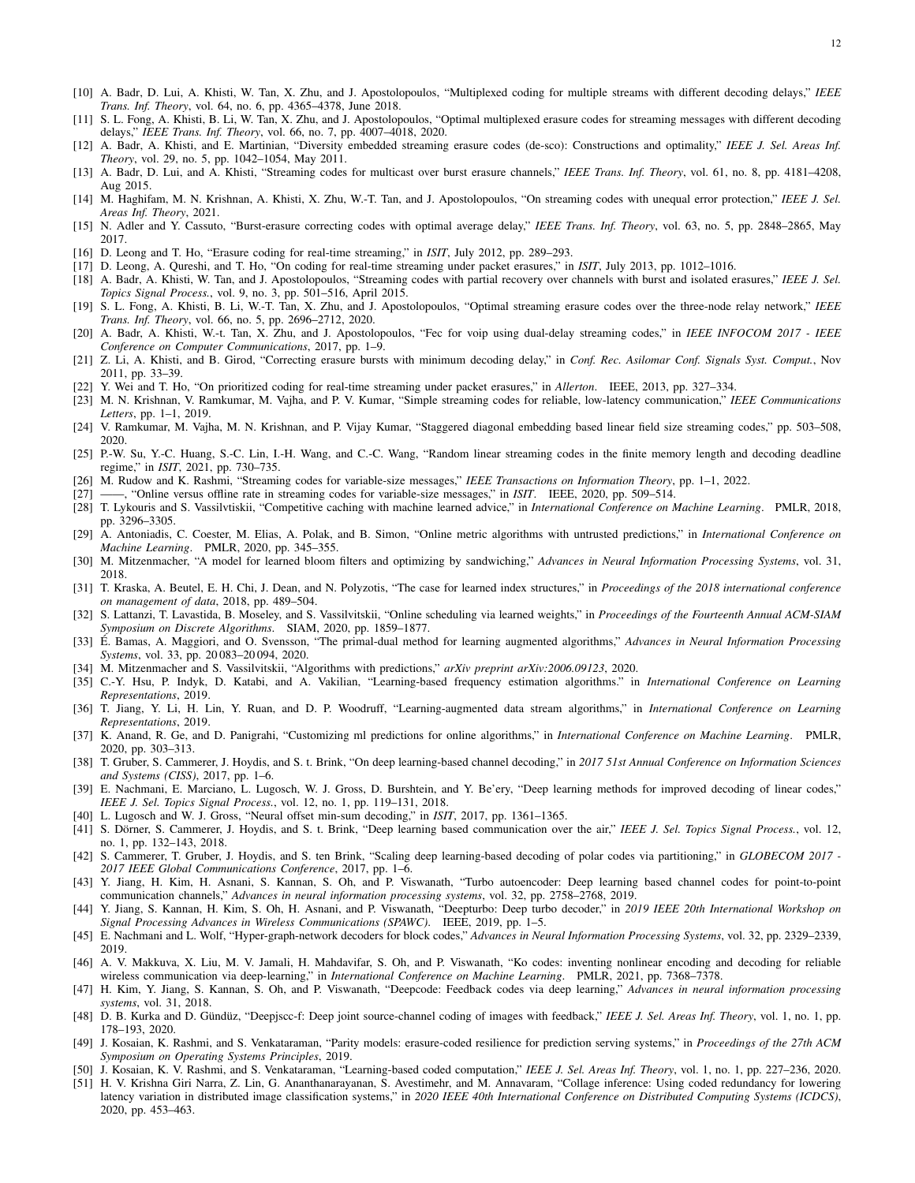[10] A. Badr, D. Lui, A. Khisti, W. Tan, X. Zhu, and J. Apostolopoulos, "Multiplexed coding for multiple streams with different decoding delays," *IEEE Trans. Inf. Theory*, vol. 64, no. 6, pp. 4365–4378, June 2018.

[11] S. L. Fong, A. Khisti, B. Li, W. Tan, X. Zhu, and J. Apostolopoulos, "Optimal multiplexed erasure codes for streaming messages with different decoding delays," *IEEE Trans. Inf. Theory*, vol. 66, no. 7, pp. 4007–4018, 2020.

[12] A. Badr, A. Khisti, and E. Martinian, "Diversity embedded streaming erasure codes (de-sco): Constructions and optimality," *IEEE J. Sel. Areas Inf. Theory*, vol. 29, no. 5, pp. 1042–1054, May 2011.

[13] A. Badr, D. Lui, and A. Khisti, "Streaming codes for multicast over burst erasure channels," *IEEE Trans. Inf. Theory*, vol. 61, no. 8, pp. 4181–4208, Aug 2015.

[14] M. Haghifam, M. N. Krishnan, A. Khisti, X. Zhu, W.-T. Tan, and J. Apostolopoulos, "On streaming codes with unequal error protection," *IEEE J. Sel. Areas Inf. Theory*, 2021.

[15] N. Adler and Y. Cassuto, "Burst-erasure correcting codes with optimal average delay," *IEEE Trans. Inf. Theory*, vol. 63, no. 5, pp. 2848–2865, May 2017.

[16] D. Leong and T. Ho, "Erasure coding for real-time streaming," in *ISIT*, July 2012, pp. 289–293.

[17] D. Leong, A. Qureshi, and T. Ho, "On coding for real-time streaming under packet erasures," in *ISIT*, July 2013, pp. 1012–1016.

[18] A. Badr, A. Khisti, W. Tan, and J. Apostolopoulos, "Streaming codes with partial recovery over channels with burst and isolated erasures," *IEEE J. Sel. Topics Signal Process.*, vol. 9, no. 3, pp. 501–516, April 2015.

[19] S. L. Fong, A. Khisti, B. Li, W.-T. Tan, X. Zhu, and J. Apostolopoulos, "Optimal streaming erasure codes over the three-node relay network," *IEEE Trans. Inf. Theory*, vol. 66, no. 5, pp. 2696–2712, 2020.

[20] A. Badr, A. Khisti, W.-t. Tan, X. Zhu, and J. Apostolopoulos, "Fec for voip using dual-delay streaming codes," in *IEEE INFOCOM 2017 - IEEE Conference on Computer Communications*, 2017, pp. 1–9.

[21] Z. Li, A. Khisti, and B. Girod, "Correcting erasure bursts with minimum decoding delay," in *Conf. Rec. Asilomar Conf. Signals Syst. Comput.*, Nov 2011, pp. 33–39.

[22] Y. Wei and T. Ho, "On prioritized coding for real-time streaming under packet erasures," in *Allerton*. IEEE, 2013, pp. 327–334.

[23] M. N. Krishnan, V. Ramkumar, M. Vajha, and P. V. Kumar, "Simple streaming codes for reliable, low-latency communication," *IEEE Communications Letters*, pp. 1–1, 2019.

[24] V. Ramkumar, M. Vajha, M. N. Krishnan, and P. Vijay Kumar, "Staggered diagonal embedding based linear field size streaming codes," pp. 503–508, 2020.

[25] P.-W. Su, Y.-C. Huang, S.-C. Lin, I.-H. Wang, and C.-C. Wang, "Random linear streaming codes in the finite memory length and decoding deadline regime," in *ISIT*, 2021, pp. 730–735.

[26] M. Rudow and K. Rashmi, "Streaming codes for variable-size messages," *IEEE Transactions on Information Theory*, pp. 1–1, 2022.

[27] ——, "Online versus offline rate in streaming codes for variable-size messages," in *ISIT*. IEEE, 2020, pp. 509–514.

[28] T. Lykouris and S. Vassilvtiskii, "Competitive caching with machine learned advice," in *International Conference on Machine Learning*. PMLR, 2018, pp. 3296–3305.

[29] A. Antoniadis, C. Coester, M. Elias, A. Polak, and B. Simon, "Online metric algorithms with untrusted predictions," in *International Conference on Machine Learning*. PMLR, 2020, pp. 345–355.

[30] M. Mitzenmacher, "A model for learned bloom filters and optimizing by sandwiching," *Advances in Neural Information Processing Systems*, vol. 31, 2018.

[31] T. Kraska, A. Beutel, E. H. Chi, J. Dean, and N. Polyzotis, "The case for learned index structures," in *Proceedings of the 2018 international conference on management of data*, 2018, pp. 489–504.

[32] S. Lattanzi, T. Lavastida, B. Moseley, and S. Vassilvitskii, "Online scheduling via learned weights," in *Proceedings of the Fourteenth Annual ACM-SIAM Symposium on Discrete Algorithms*. SIAM, 2020, pp. 1859–1877.

[33] É. Bamas, A. Maggiori, and O. Svensson, "The primal-dual method for learning augmented algorithms," *Advances in Neural Information Processing Systems*, vol. 33, pp. 20 083–20 094, 2020.

[34] M. Mitzenmacher and S. Vassilvitskii, "Algorithms with predictions," *arXiv preprint arXiv:2006.09123*, 2020.

[35] C.-Y. Hsu, P. Indyk, D. Katabi, and A. Vakilian, "Learning-based frequency estimation algorithms." in *International Conference on Learning Representations*, 2019.

[36] T. Jiang, Y. Li, H. Lin, Y. Ruan, and D. P. Woodruff, "Learning-augmented data stream algorithms," in *International Conference on Learning Representations*, 2019.

[37] K. Anand, R. Ge, and D. Panigrahi, "Customizing ml predictions for online algorithms," in *International Conference on Machine Learning*. PMLR, 2020, pp. 303–313.

[38] T. Gruber, S. Cammerer, J. Hoydis, and S. t. Brink, "On deep learning-based channel decoding," in *2017 51st Annual Conference on Information Sciences and Systems (CISS)*, 2017, pp. 1–6.

[39] E. Nachmani, E. Marciano, L. Lugosch, W. J. Gross, D. Burshtein, and Y. Be'ery, "Deep learning methods for improved decoding of linear codes," *IEEE J. Sel. Topics Signal Process.*, vol. 12, no. 1, pp. 119–131, 2018.

[40] L. Lugosch and W. J. Gross, "Neural offset min-sum decoding," in *ISIT*, 2017, pp. 1361–1365.

[41] S. Dörner, S. Cammerer, J. Hoydis, and S. t. Brink, "Deep learning based communication over the air," *IEEE J. Sel. Topics Signal Process.*, vol. 12, no. 1, pp. 132–143, 2018.

[42] S. Cammerer, T. Gruber, J. Hoydis, and S. ten Brink, "Scaling deep learning-based decoding of polar codes via partitioning," in *GLOBECOM 2017 - 2017 IEEE Global Communications Conference*, 2017, pp. 1–6.

[43] Y. Jiang, H. Kim, H. Asnani, S. Kannan, S. Oh, and P. Viswanath, "Turbo autoencoder: Deep learning based channel codes for point-to-point communication channels," *Advances in neural information processing systems*, vol. 32, pp. 2758–2768, 2019.

[44] Y. Jiang, S. Kannan, H. Kim, S. Oh, H. Asnani, and P. Viswanath, "Deepturbo: Deep turbo decoder," in *2019 IEEE 20th International Workshop on Signal Processing Advances in Wireless Communications (SPAWC)*. IEEE, 2019, pp. 1–5.

[45] E. Nachmani and L. Wolf, "Hyper-graph-network decoders for block codes," *Advances in Neural Information Processing Systems*, vol. 32, pp. 2329–2339, 2019.

[46] A. V. Makkuva, X. Liu, M. V. Jamali, H. Mahdavifar, S. Oh, and P. Viswanath, "Ko codes: inventing nonlinear encoding and decoding for reliable wireless communication via deep-learning," in *International Conference on Machine Learning*. PMLR, 2021, pp. 7368–7378.

[47] H. Kim, Y. Jiang, S. Kannan, S. Oh, and P. Viswanath, "Deepcode: Feedback codes via deep learning," *Advances in neural information processing systems*, vol. 31, 2018.

[48] D. B. Kurka and D. Gündüz, "Deepjscc-f: Deep joint source-channel coding of images with feedback," *IEEE J. Sel. Areas Inf. Theory*, vol. 1, no. 1, pp. 178–193, 2020.

[49] J. Kosaian, K. Rashmi, and S. Venkataraman, "Parity models: erasure-coded resilience for prediction serving systems," in *Proceedings of the 27th ACM Symposium on Operating Systems Principles*, 2019.

[50] J. Kosaian, K. V. Rashmi, and S. Venkataraman, "Learning-based coded computation," *IEEE J. Sel. Areas Inf. Theory*, vol. 1, no. 1, pp. 227–236, 2020.

[51] H. V. Krishna Giri Narra, Z. Lin, G. Ananthanarayanan, S. Avestimehr, and M. Annavaram, "Collage inference: Using coded redundancy for lowering latency variation in distributed image classification systems," in *2020 IEEE 40th International Conference on Distributed Computing Systems (ICDCS)*, 2020, pp. 453–463.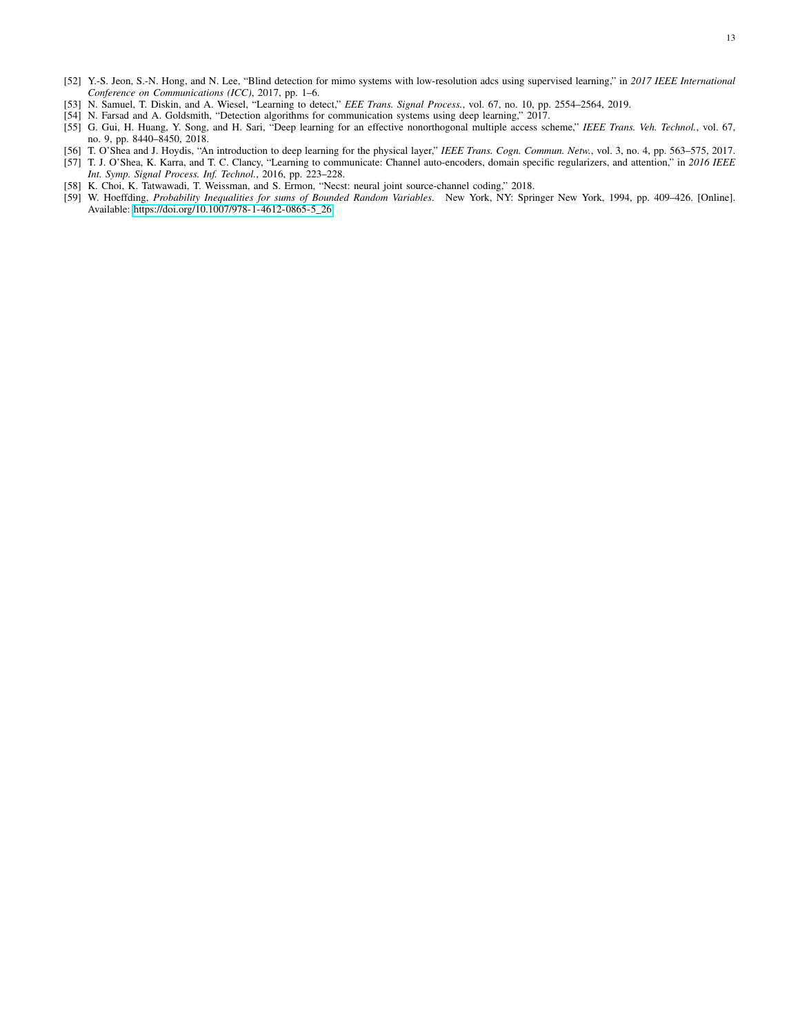[52] Y.-S. Jeon, S.-N. Hong, and N. Lee, "Blind detection for mimo systems with low-resolution adcs using supervised learning," in *2017 IEEE International Conference on Communications (ICC)*, 2017, pp. 1–6.

[53] N. Samuel, T. Diskin, and A. Wiesel, "Learning to detect," *EEE Trans. Signal Process.*, vol. 67, no. 10, pp. 2554–2564, 2019.

[54] N. Farsad and A. Goldsmith, "Detection algorithms for communication systems using deep learning," 2017.

[55] G. Gui, H. Huang, Y. Song, and H. Sari, "Deep learning for an effective nonorthogonal multiple access scheme," *IEEE Trans. Veh. Technol.*, vol. 67, no. 9, pp. 8440–8450, 2018.

[56] T. O'Shea and J. Hoydis, "An introduction to deep learning for the physical layer," *IEEE Trans. Cogn. Commun. Netw.*, vol. 3, no. 4, pp. 563–575, 2017.

[57] T. J. O'Shea, K. Karra, and T. C. Clancy, "Learning to communicate: Channel auto-encoders, domain specific regularizers, and attention," in *2016 IEEE Int. Symp. Signal Process. Inf. Technol.*, 2016, pp. 223–228.

[58] K. Choi, K. Tatwawadi, T. Weissman, and S. Ermon, "Necst: neural joint source-channel coding," 2018.

[59] W. Hoeffding, *Probability Inequalities for sums of Bounded Random Variables*. New York, NY: Springer New York, 1994, pp. 409–426. [Online]. Available: https://doi.org/10.1007/978-1-4612-0865-5_26